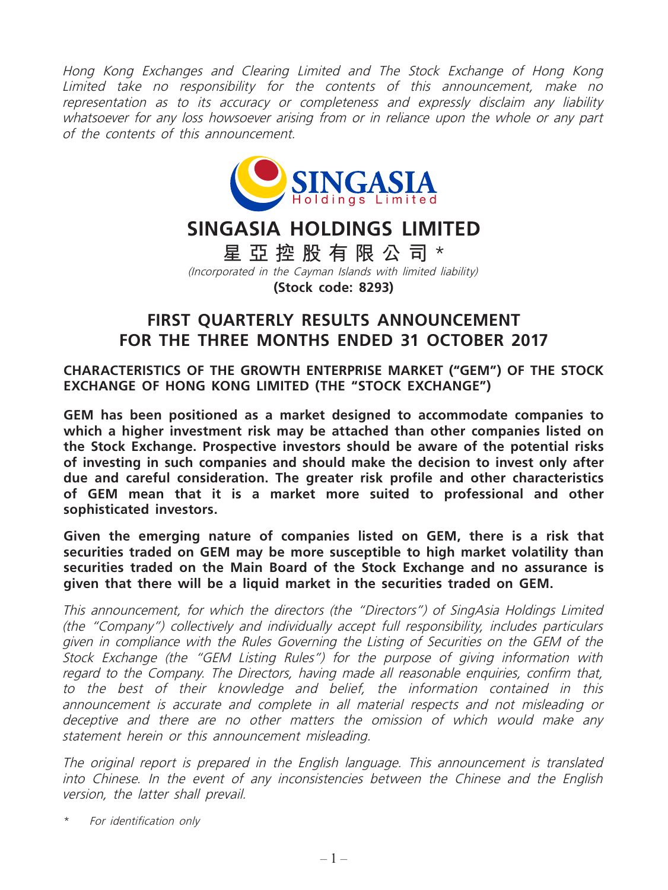*Hong Kong Exchanges and Clearing Limited and The Stock Exchange of Hong Kong Limited take no responsibility for the contents of this announcement, make no representation as to its accuracy or completeness and expressly disclaim any liability whatsoever for any loss howsoever arising from or in reliance upon the whole or any part of the contents of this announcement.*

# SINGASIA HOLDINGS LIMITED

# 星亞控股有限公司 *

*(Incorporated in the Cayman Islands with limited liability)*

**(Stock code: 8293)**

## FIRST QUARTERLY RESULTS ANNOUNCEMENT FOR THE THREE MONTHS ENDED 31 OCTOBER 2017

### CHARACTERISTICS OF THE GROWTH ENTERPRISE MARKET ("GEM") OF THE STOCK EXCHANGE OF HONG KONG LIMITED (THE "STOCK EXCHANGE")

**GEM has been positioned as a market designed to accommodate companies to which a higher investment risk may be attached than other companies listed on the Stock Exchange. Prospective investors should be aware of the potential risks of investing in such companies and should make the decision to invest only after due and careful consideration. The greater risk profile and other characteristics of GEM mean that it is a market more suited to professional and other sophisticated investors.**

**Given the emerging nature of companies listed on GEM, there is a risk that securities traded on GEM may be more susceptible to high market volatility than securities traded on the Main Board of the Stock Exchange and no assurance is given that there will be a liquid market in the securities traded on GEM.**

*This announcement, for which the directors (the "Directors") of SingAsia Holdings Limited (the "Company") collectively and individually accept full responsibility, includes particulars given in compliance with the Rules Governing the Listing of Securities on the GEM of the Stock Exchange (the "GEM Listing Rules") for the purpose of giving information with regard to the Company. The Directors, having made all reasonable enquiries, confirm that, to the best of their knowledge and belief, the information contained in this announcement is accurate and complete in all material respects and not misleading or deceptive and there are no other matters the omission of which would make any statement herein or this announcement misleading.*

*The original report is prepared in the English language. This announcement is translated into Chinese. In the event of any inconsistencies between the Chinese and the English version, the latter shall prevail.*

\* *For identification only*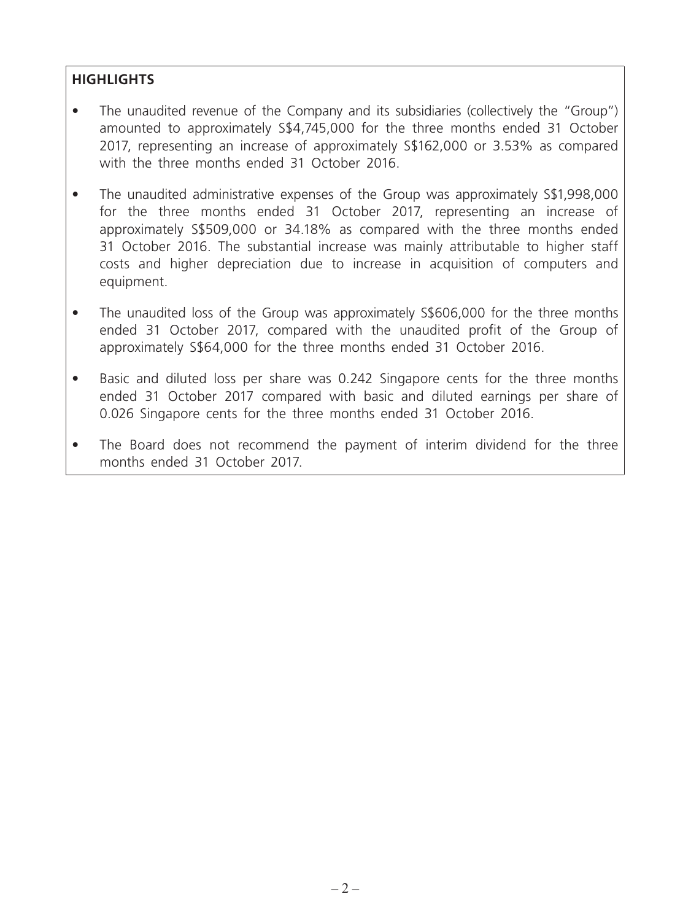## HIGHLIGHTS

- The unaudited revenue of the Company and its subsidiaries (collectively the "Group") amounted to approximately S$4,745,000 for the three months ended 31 October 2017, representing an increase of approximately S$162,000 or 3.53% as compared with the three months ended 31 October 2016.
- The unaudited administrative expenses of the Group was approximately S$1,998,000 for the three months ended 31 October 2017, representing an increase of approximately S$509,000 or 34.18% as compared with the three months ended 31 October 2016. The substantial increase was mainly attributable to higher staff costs and higher depreciation due to increase in acquisition of computers and equipment.
- The unaudited loss of the Group was approximately S$606,000 for the three months ended 31 October 2017, compared with the unaudited profit of the Group of approximately S$64,000 for the three months ended 31 October 2016.
- Basic and diluted loss per share was 0.242 Singapore cents for the three months ended 31 October 2017 compared with basic and diluted earnings per share of 0.026 Singapore cents for the three months ended 31 October 2016.
- The Board does not recommend the payment of interim dividend for the three months ended 31 October 2017.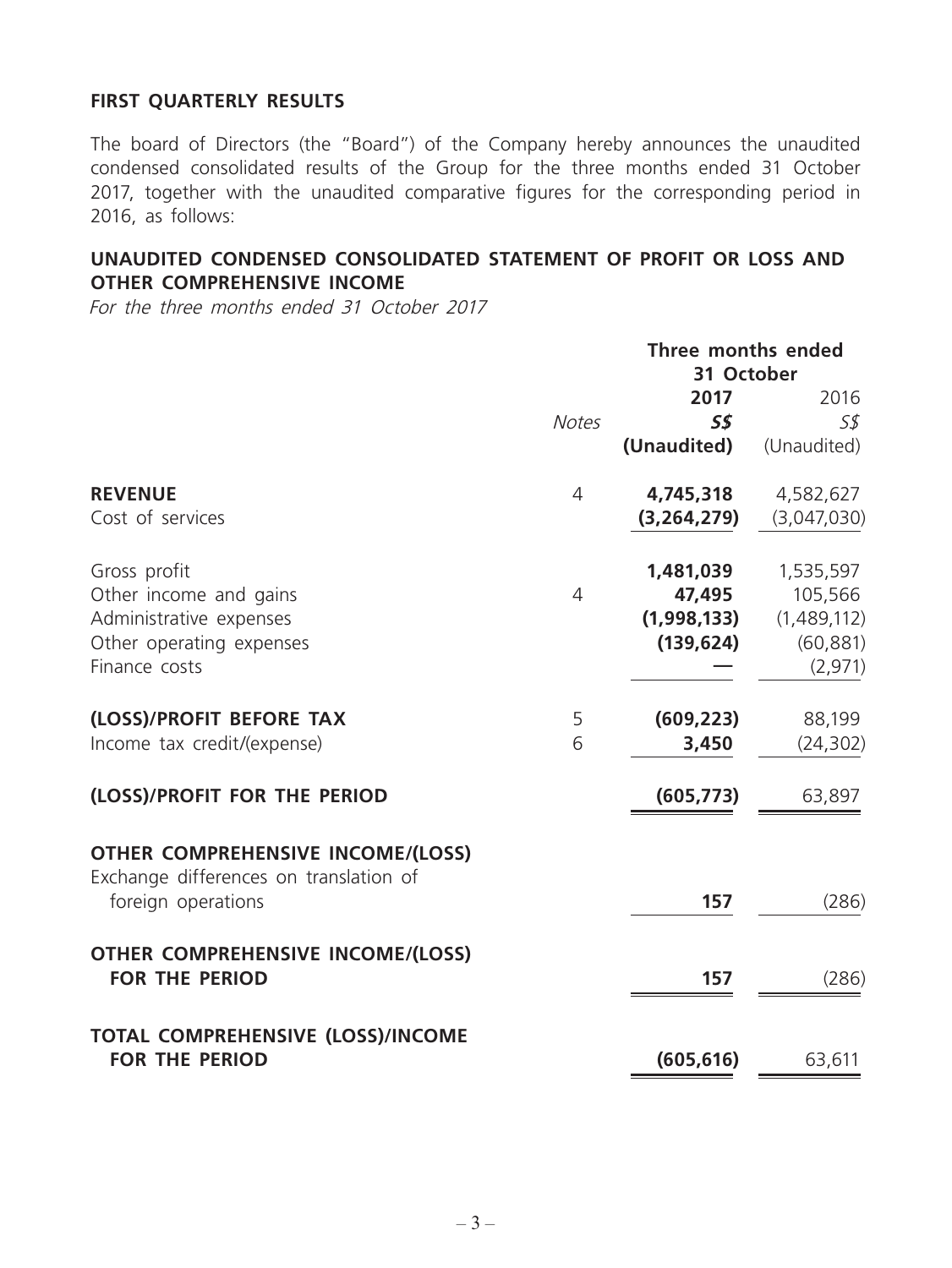## FIRST QUARTERLY RESULTS

The board of Directors (the "Board") of the Company hereby announces the unaudited condensed consolidated results of the Group for the three months ended 31 October 2017, together with the unaudited comparative figures for the corresponding period in 2016, as follows:

## UNAUDITED CONDENSED CONSOLIDATED STATEMENT OF PROFIT OR LOSS AND OTHER COMPREHENSIVE INCOME

*For the three months ended 31 October 2017*

| | | Three months ended 31 October | |
|---|---|---|---|
| | | **2017** | 2016 |
| | *Notes* | ***S$*** | *S$* |
| | | **(Unaudited)** | (Unaudited) |
| **REVENUE** | 4 | **4,745,318** | 4,582,627 |
| Cost of services | | **(3,264,279)** | (3,047,030) |
| Gross profit | | **1,481,039** | 1,535,597 |
| Other income and gains | 4 | **47,495** | 105,566 |
| Administrative expenses | | **(1,998,133)** | (1,489,112) |
| Other operating expenses | | **(139,624)** | (60,881) |
| Finance costs | | **—** | (2,971) |
| **(LOSS)/PROFIT BEFORE TAX** | 5 | **(609,223)** | 88,199 |
| Income tax credit/(expense) | 6 | **3,450** | (24,302) |
| **(LOSS)/PROFIT FOR THE PERIOD** | | **(605,773)** | 63,897 |
| **OTHER COMPREHENSIVE INCOME/(LOSS)** | | | |
| Exchange differences on translation of foreign operations | | **157** | (286) |
| **OTHER COMPREHENSIVE INCOME/(LOSS) FOR THE PERIOD** | | **157** | (286) |
| **TOTAL COMPREHENSIVE (LOSS)/INCOME FOR THE PERIOD** | | **(605,616)** | 63,611 |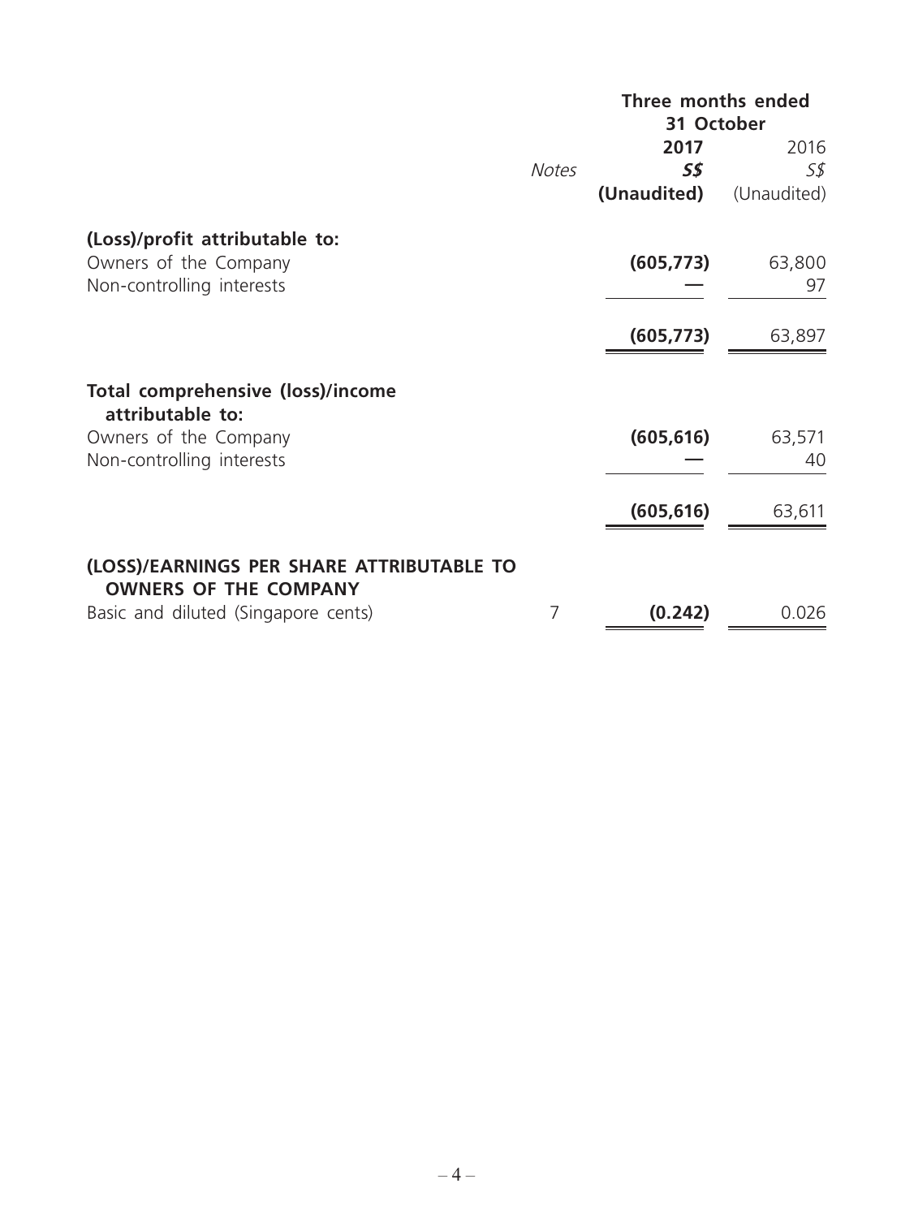| | Notes | Three months ended 31 October | |
|---|---|---|---|
| | | **2017** | 2016 |
| | | ***S$*** | *S$* |
| | | **(Unaudited)** | (Unaudited) |
| **(Loss)/profit attributable to:** | | | |
| Owners of the Company | | **(605,773)** | 63,800 |
| Non-controlling interests | | **—** | 97 |
| | | **(605,773)** | 63,897 |
| **Total comprehensive (loss)/income attributable to:** | | | |
| Owners of the Company | | **(605,616)** | 63,571 |
| Non-controlling interests | | **—** | 40 |
| | | **(605,616)** | 63,611 |
| **(LOSS)/EARNINGS PER SHARE ATTRIBUTABLE TO OWNERS OF THE COMPANY** | | | |
| Basic and diluted (Singapore cents) | 7 | **(0.242)** | 0.026 |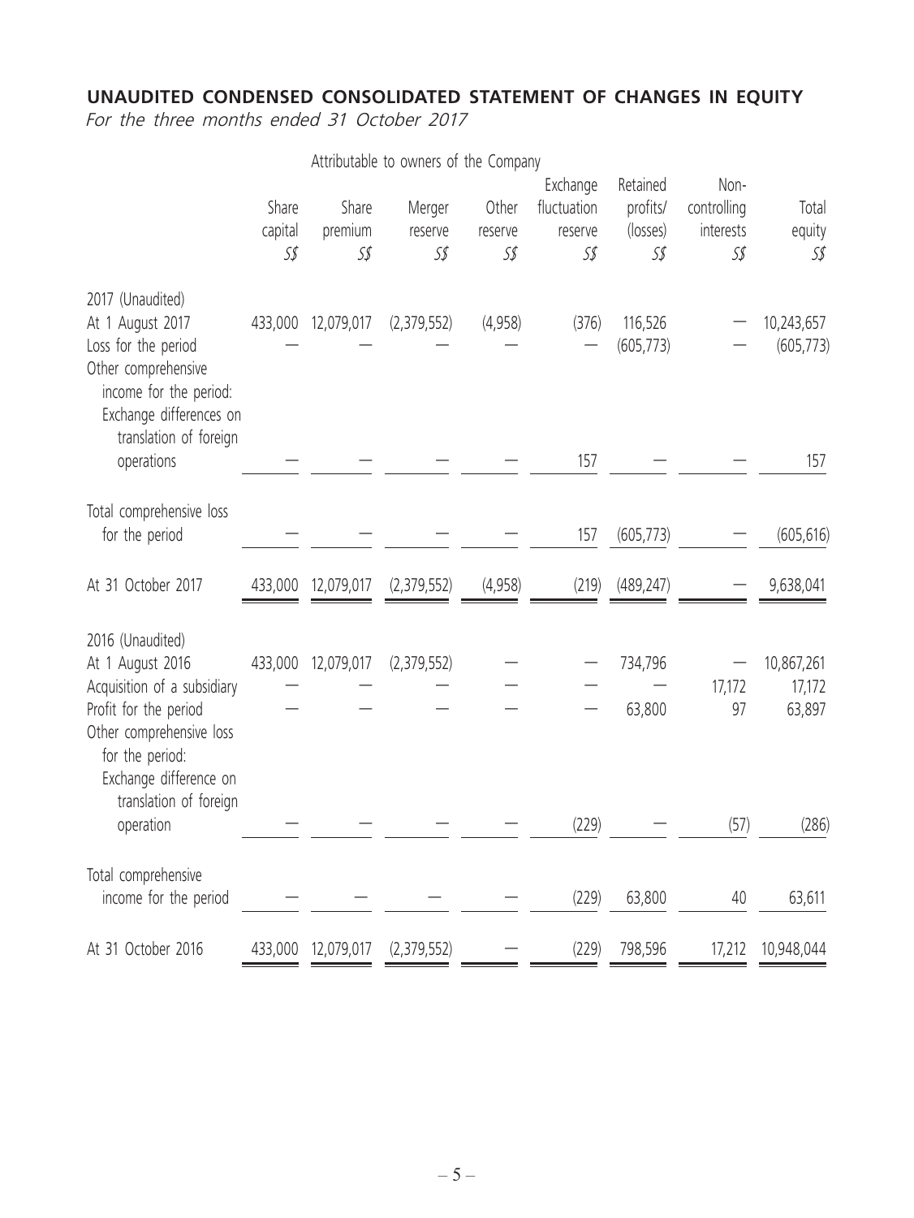## UNAUDITED CONDENSED CONSOLIDATED STATEMENT OF CHANGES IN EQUITY

*For the three months ended 31 October 2017*

| | Attributable to owners of the Company | | | | | | | |
|---|---|---|---|---|---|---|---|---|
| | Share capital | Share premium | Merger reserve | Other reserve | Exchange fluctuation reserve | Retained profits/ (losses) | Non-controlling interests | Total equity |
| | *S$* | *S$* | *S$* | *S$* | *S$* | *S$* | *S$* | *S$* |
| 2017 (Unaudited) | | | | | | | | |
| At 1 August 2017 | 433,000 | 12,079,017 | (2,379,552) | (4,958) | (376) | 116,526 | — | 10,243,657 |
| Loss for the period | — | — | — | — | — | (605,773) | — | (605,773) |
| Other comprehensive income for the period: | | | | | | | | |
| Exchange differences on translation of foreign operations | — | — | — | — | 157 | — | — | 157 |
| Total comprehensive loss for the period | — | — | — | — | 157 | (605,773) | — | (605,616) |
| At 31 October 2017 | 433,000 | 12,079,017 | (2,379,552) | (4,958) | (219) | (489,247) | — | 9,638,041 |
| 2016 (Unaudited) | | | | | | | | |
| At 1 August 2016 | 433,000 | 12,079,017 | (2,379,552) | — | — | 734,796 | — | 10,867,261 |
| Acquisition of a subsidiary | — | — | — | — | — | — | 17,172 | 17,172 |
| Profit for the period | — | — | — | — | — | 63,800 | 97 | 63,897 |
| Other comprehensive loss for the period: | | | | | | | | |
| Exchange difference on translation of foreign operation | — | — | — | — | (229) | — | (57) | (286) |
| Total comprehensive income for the period | — | — | — | — | (229) | 63,800 | 40 | 63,611 |
| At 31 October 2016 | 433,000 | 12,079,017 | (2,379,552) | — | (229) | 798,596 | 17,212 | 10,948,044 |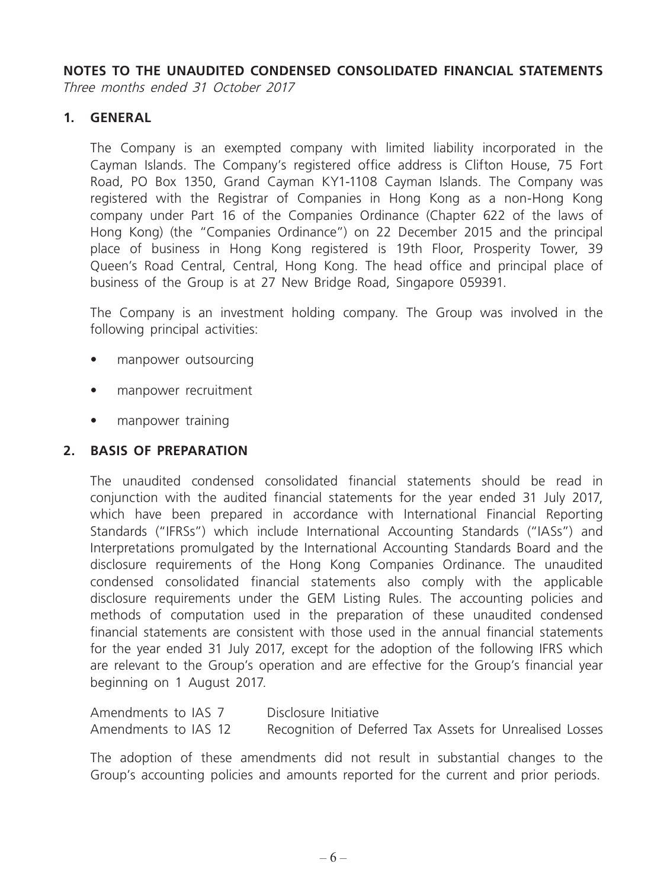# NOTES TO THE UNAUDITED CONDENSED CONSOLIDATED FINANCIAL STATEMENTS

*Three months ended 31 October 2017*

## 1. GENERAL

The Company is an exempted company with limited liability incorporated in the Cayman Islands. The Company's registered office address is Clifton House, 75 Fort Road, PO Box 1350, Grand Cayman KY1-1108 Cayman Islands. The Company was registered with the Registrar of Companies in Hong Kong as a non-Hong Kong company under Part 16 of the Companies Ordinance (Chapter 622 of the laws of Hong Kong) (the "Companies Ordinance") on 22 December 2015 and the principal place of business in Hong Kong registered is 19th Floor, Prosperity Tower, 39 Queen's Road Central, Central, Hong Kong. The head office and principal place of business of the Group is at 27 New Bridge Road, Singapore 059391.

The Company is an investment holding company. The Group was involved in the following principal activities:

- manpower outsourcing
- manpower recruitment
- manpower training

## 2. BASIS OF PREPARATION

The unaudited condensed consolidated financial statements should be read in conjunction with the audited financial statements for the year ended 31 July 2017, which have been prepared in accordance with International Financial Reporting Standards ("IFRSs") which include International Accounting Standards ("IASs") and Interpretations promulgated by the International Accounting Standards Board and the disclosure requirements of the Hong Kong Companies Ordinance. The unaudited condensed consolidated financial statements also comply with the applicable disclosure requirements under the GEM Listing Rules. The accounting policies and methods of computation used in the preparation of these unaudited condensed financial statements are consistent with those used in the annual financial statements for the year ended 31 July 2017, except for the adoption of the following IFRS which are relevant to the Group's operation and are effective for the Group's financial year beginning on 1 August 2017.

| | |
|---|---|
| Amendments to IAS 7 | Disclosure Initiative |
| Amendments to IAS 12 | Recognition of Deferred Tax Assets for Unrealised Losses |

The adoption of these amendments did not result in substantial changes to the Group's accounting policies and amounts reported for the current and prior periods.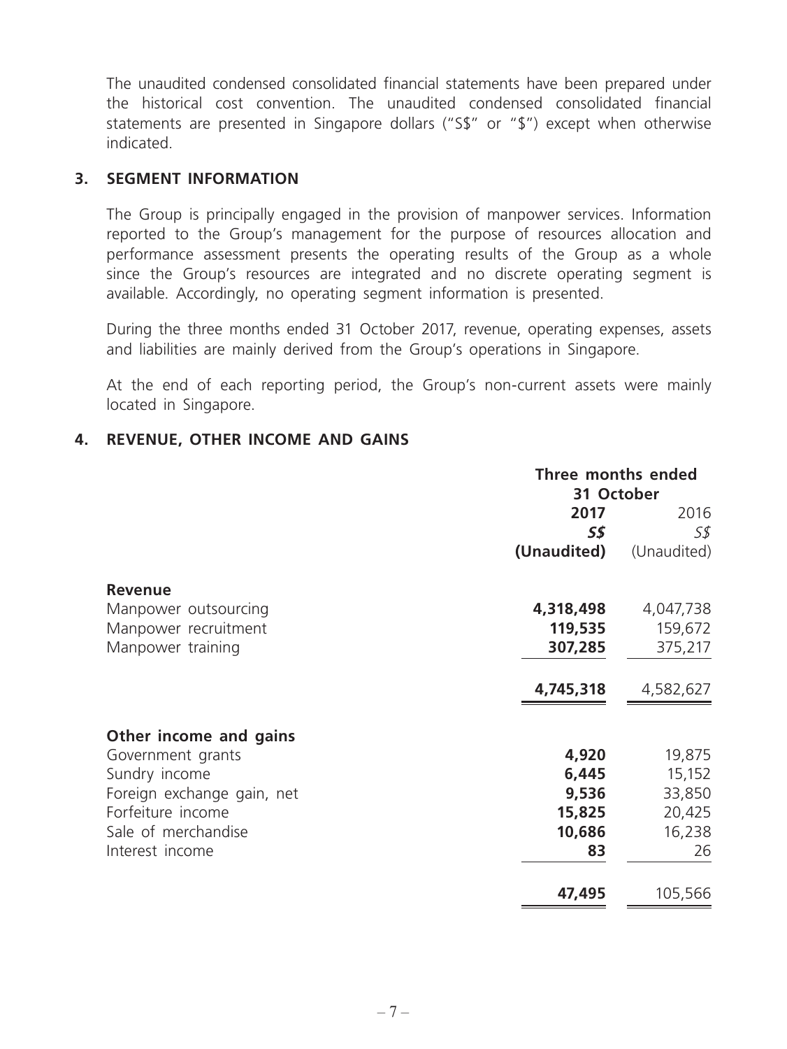The unaudited condensed consolidated financial statements have been prepared under the historical cost convention. The unaudited condensed consolidated financial statements are presented in Singapore dollars ("S$" or "$") except when otherwise indicated.

## 3. SEGMENT INFORMATION

The Group is principally engaged in the provision of manpower services. Information reported to the Group's management for the purpose of resources allocation and performance assessment presents the operating results of the Group as a whole since the Group's resources are integrated and no discrete operating segment is available. Accordingly, no operating segment information is presented.

During the three months ended 31 October 2017, revenue, operating expenses, assets and liabilities are mainly derived from the Group's operations in Singapore.

At the end of each reporting period, the Group's non-current assets were mainly located in Singapore.

## 4. REVENUE, OTHER INCOME AND GAINS

| | Three months ended 31 October | |
|---|---|---|
| | **2017** | 2016 |
| | ***S$*** | *S$* |
| | **(Unaudited)** | (Unaudited) |
| **Revenue** | | |
| Manpower outsourcing | **4,318,498** | 4,047,738 |
| Manpower recruitment | **119,535** | 159,672 |
| Manpower training | **307,285** | 375,217 |
| | **4,745,318** | 4,582,627 |
| **Other income and gains** | | |
| Government grants | **4,920** | 19,875 |
| Sundry income | **6,445** | 15,152 |
| Foreign exchange gain, net | **9,536** | 33,850 |
| Forfeiture income | **15,825** | 20,425 |
| Sale of merchandise | **10,686** | 16,238 |
| Interest income | **83** | 26 |
| | **47,495** | 105,566 |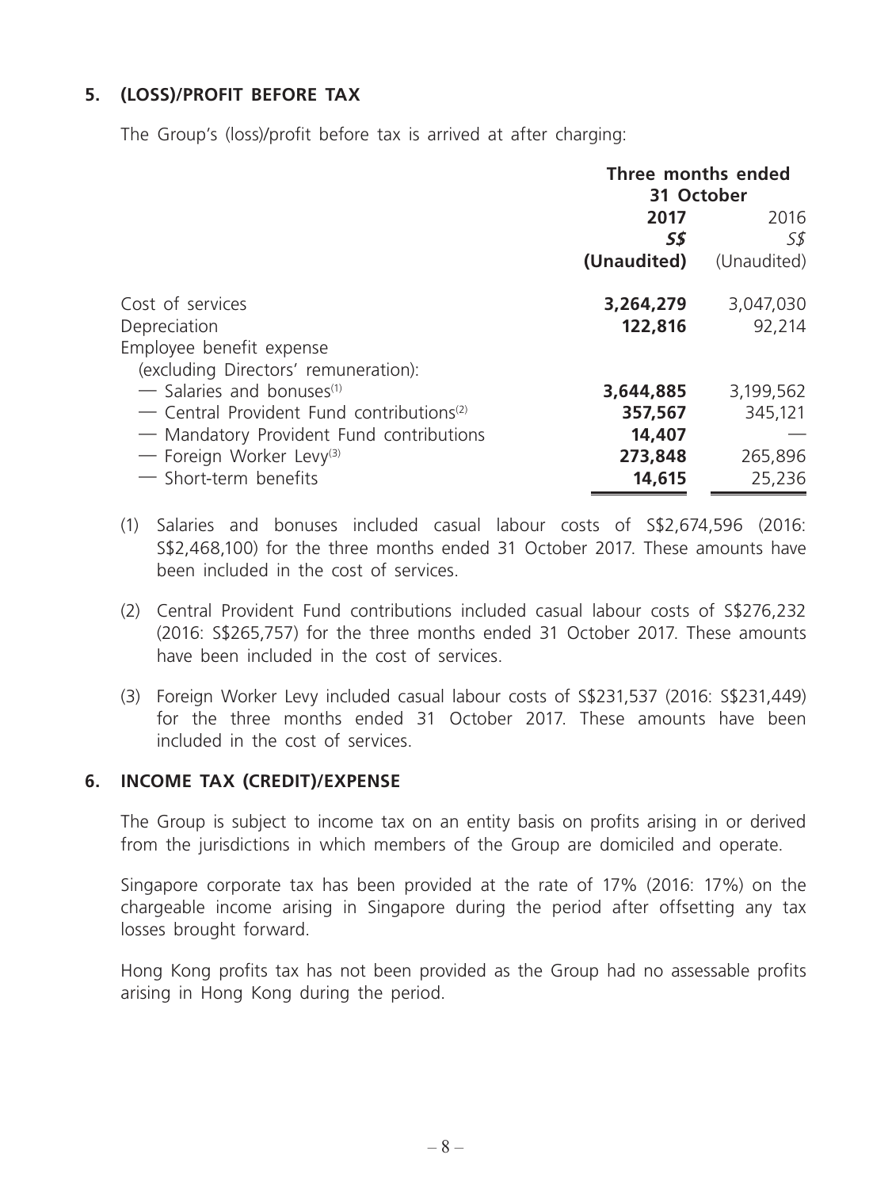## 5. (LOSS)/PROFIT BEFORE TAX

The Group's (loss)/profit before tax is arrived at after charging:

| | Three months ended 31 October | |
|---|---|---|
| | **2017** | 2016 |
| | ***S$*** | *S$* |
| | **(Unaudited)** | (Unaudited) |
| Cost of services | **3,264,279** | 3,047,030 |
| Depreciation | **122,816** | 92,214 |
| Employee benefit expense (excluding Directors' remuneration): | | |
| — Salaries and bonuses[1] | **3,644,885** | 3,199,562 |
| — Central Provident Fund contributions[2] | **357,567** | 345,121 |
| — Mandatory Provident Fund contributions | **14,407** | — |
| — Foreign Worker Levy[3] | **273,848** | 265,896 |
| — Short-term benefits | **14,615** | 25,236 |

(1) Salaries and bonuses included casual labour costs of S$2,674,596 (2016: S$2,468,100) for the three months ended 31 October 2017. These amounts have been included in the cost of services.

(2) Central Provident Fund contributions included casual labour costs of S$276,232 (2016: S$265,757) for the three months ended 31 October 2017. These amounts have been included in the cost of services.

(3) Foreign Worker Levy included casual labour costs of S$231,537 (2016: S$231,449) for the three months ended 31 October 2017. These amounts have been included in the cost of services.

## 6. INCOME TAX (CREDIT)/EXPENSE

The Group is subject to income tax on an entity basis on profits arising in or derived from the jurisdictions in which members of the Group are domiciled and operate.

Singapore corporate tax has been provided at the rate of 17% (2016: 17%) on the chargeable income arising in Singapore during the period after offsetting any tax losses brought forward.

Hong Kong profits tax has not been provided as the Group had no assessable profits arising in Hong Kong during the period.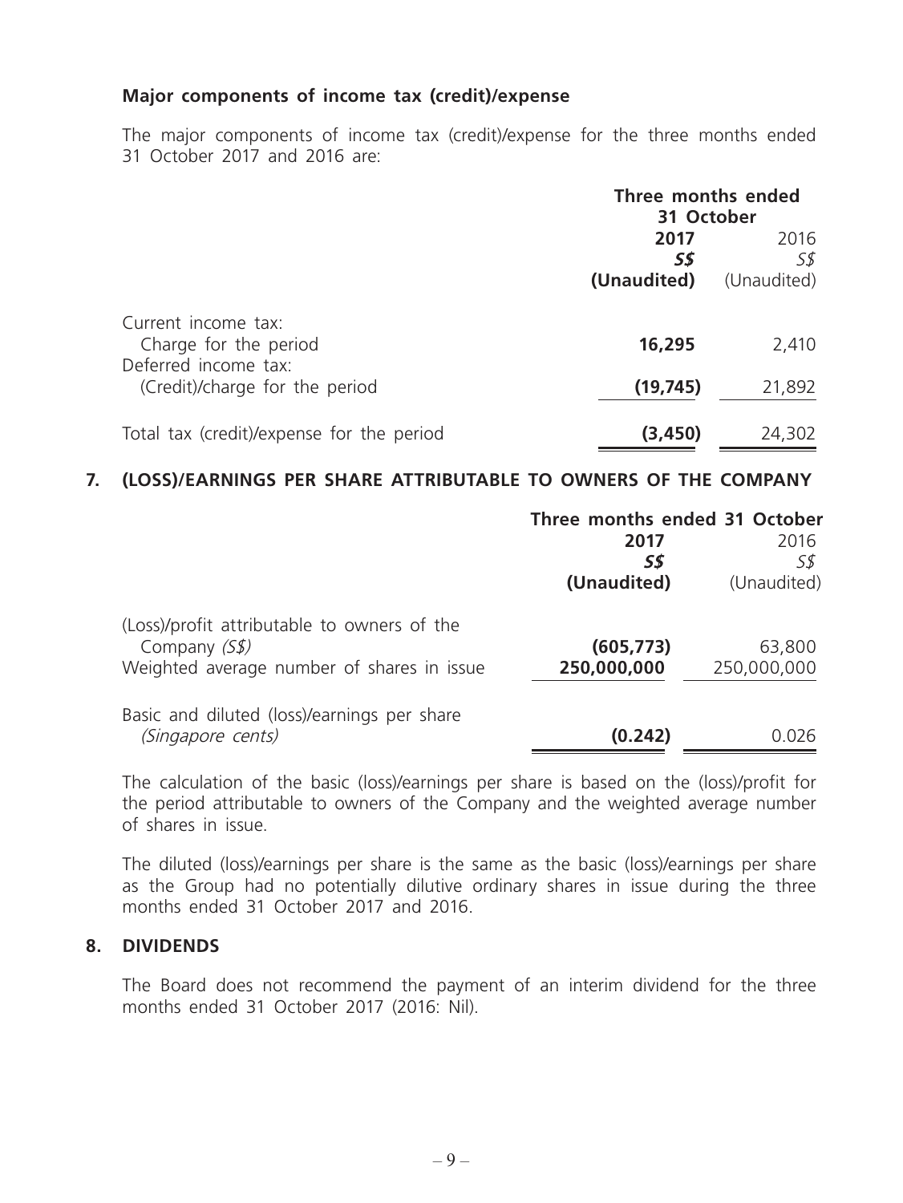**Major components of income tax (credit)/expense**

The major components of income tax (credit)/expense for the three months ended 31 October 2017 and 2016 are:

| | Three months ended 31 October | |
|---|---|---|
| | **2017** | 2016 |
| | ***S$*** | *S$* |
| | **(Unaudited)** | (Unaudited) |
| Current income tax: | | |
| Charge for the period | **16,295** | 2,410 |
| Deferred income tax: | | |
| (Credit)/charge for the period | **(19,745)** | 21,892 |
| Total tax (credit)/expense for the period | **(3,450)** | 24,302 |

## 7. (LOSS)/EARNINGS PER SHARE ATTRIBUTABLE TO OWNERS OF THE COMPANY

| | Three months ended 31 October | |
|---|---|---|
| | **2017** | 2016 |
| | ***S$*** | *S$* |
| | **(Unaudited)** | (Unaudited) |
| (Loss)/profit attributable to owners of the Company *(S$)* | **(605,773)** | 63,800 |
| Weighted average number of shares in issue | **250,000,000** | 250,000,000 |
| Basic and diluted (loss)/earnings per share *(Singapore cents)* | **(0.242)** | 0.026 |

The calculation of the basic (loss)/earnings per share is based on the (loss)/profit for the period attributable to owners of the Company and the weighted average number of shares in issue.

The diluted (loss)/earnings per share is the same as the basic (loss)/earnings per share as the Group had no potentially dilutive ordinary shares in issue during the three months ended 31 October 2017 and 2016.

## 8. DIVIDENDS

The Board does not recommend the payment of an interim dividend for the three months ended 31 October 2017 (2016: Nil).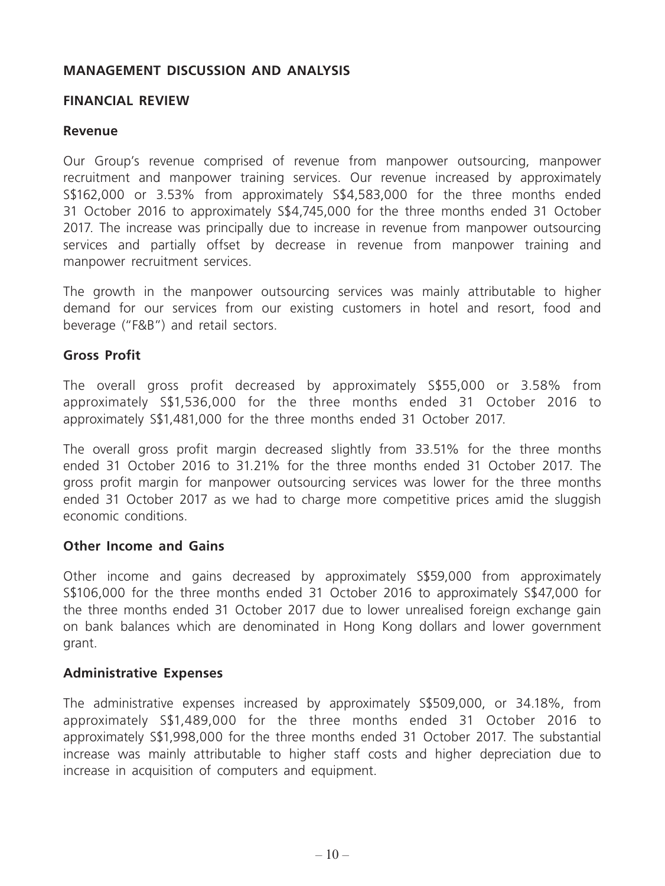## MANAGEMENT DISCUSSION AND ANALYSIS

### FINANCIAL REVIEW

#### Revenue

Our Group's revenue comprised of revenue from manpower outsourcing, manpower recruitment and manpower training services. Our revenue increased by approximately S$162,000 or 3.53% from approximately S$4,583,000 for the three months ended 31 October 2016 to approximately S$4,745,000 for the three months ended 31 October 2017. The increase was principally due to increase in revenue from manpower outsourcing services and partially offset by decrease in revenue from manpower training and manpower recruitment services.

The growth in the manpower outsourcing services was mainly attributable to higher demand for our services from our existing customers in hotel and resort, food and beverage ("F&B") and retail sectors.

#### Gross Profit

The overall gross profit decreased by approximately S$55,000 or 3.58% from approximately S$1,536,000 for the three months ended 31 October 2016 to approximately S$1,481,000 for the three months ended 31 October 2017.

The overall gross profit margin decreased slightly from 33.51% for the three months ended 31 October 2016 to 31.21% for the three months ended 31 October 2017. The gross profit margin for manpower outsourcing services was lower for the three months ended 31 October 2017 as we had to charge more competitive prices amid the sluggish economic conditions.

#### Other Income and Gains

Other income and gains decreased by approximately S$59,000 from approximately S$106,000 for the three months ended 31 October 2016 to approximately S$47,000 for the three months ended 31 October 2017 due to lower unrealised foreign exchange gain on bank balances which are denominated in Hong Kong dollars and lower government grant.

#### Administrative Expenses

The administrative expenses increased by approximately S$509,000, or 34.18%, from approximately S$1,489,000 for the three months ended 31 October 2016 to approximately S$1,998,000 for the three months ended 31 October 2017. The substantial increase was mainly attributable to higher staff costs and higher depreciation due to increase in acquisition of computers and equipment.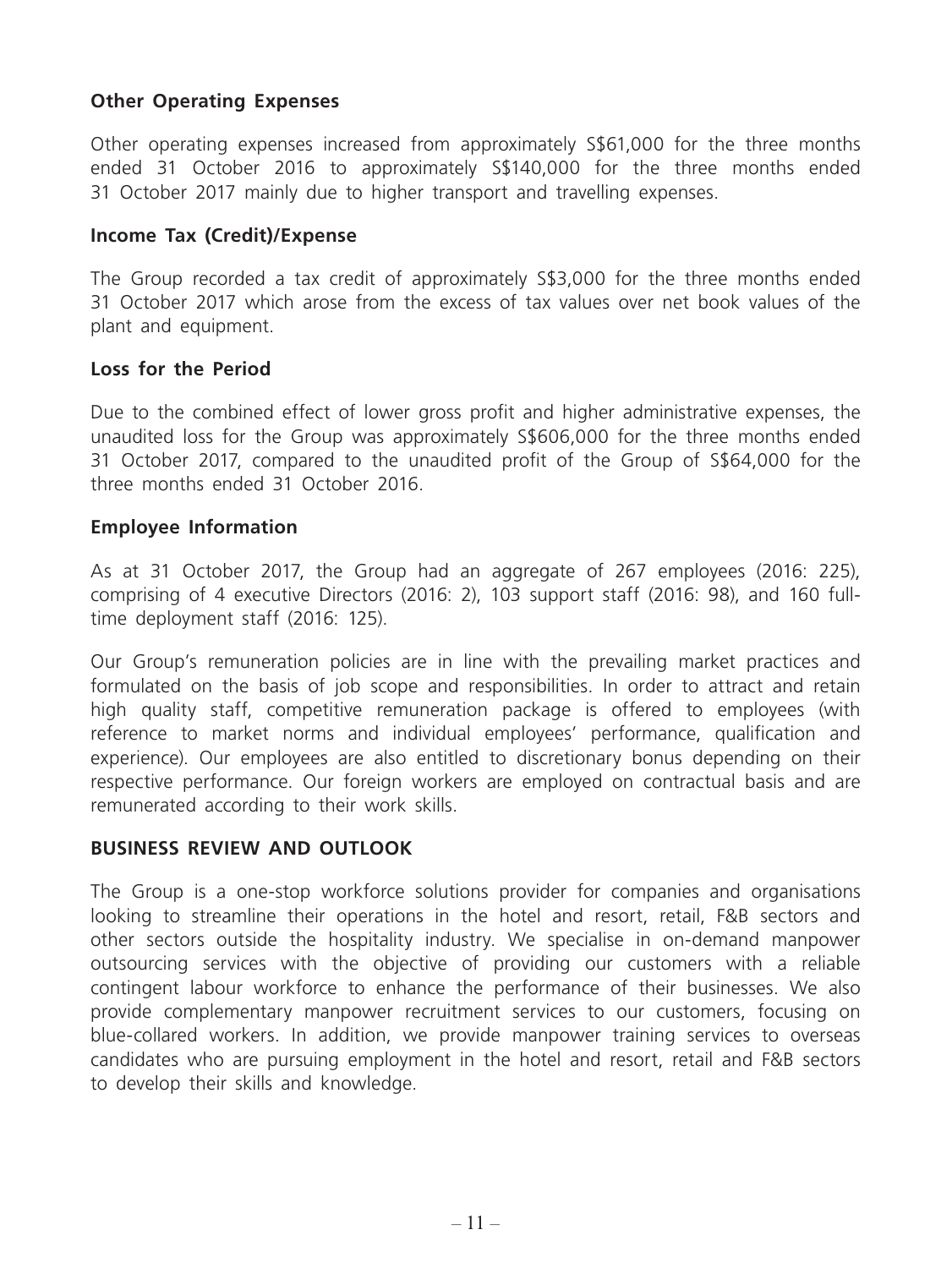**Other Operating Expenses**

Other operating expenses increased from approximately S$61,000 for the three months ended 31 October 2016 to approximately S$140,000 for the three months ended 31 October 2017 mainly due to higher transport and travelling expenses.

**Income Tax (Credit)/Expense**

The Group recorded a tax credit of approximately S$3,000 for the three months ended 31 October 2017 which arose from the excess of tax values over net book values of the plant and equipment.

**Loss for the Period**

Due to the combined effect of lower gross profit and higher administrative expenses, the unaudited loss for the Group was approximately S$606,000 for the three months ended 31 October 2017, compared to the unaudited profit of the Group of S$64,000 for the three months ended 31 October 2016.

**Employee Information**

As at 31 October 2017, the Group had an aggregate of 267 employees (2016: 225), comprising of 4 executive Directors (2016: 2), 103 support staff (2016: 98), and 160 full-time deployment staff (2016: 125).

Our Group's remuneration policies are in line with the prevailing market practices and formulated on the basis of job scope and responsibilities. In order to attract and retain high quality staff, competitive remuneration package is offered to employees (with reference to market norms and individual employees' performance, qualification and experience). Our employees are also entitled to discretionary bonus depending on their respective performance. Our foreign workers are employed on contractual basis and are remunerated according to their work skills.

**BUSINESS REVIEW AND OUTLOOK**

The Group is a one-stop workforce solutions provider for companies and organisations looking to streamline their operations in the hotel and resort, retail, F&B sectors and other sectors outside the hospitality industry. We specialise in on-demand manpower outsourcing services with the objective of providing our customers with a reliable contingent labour workforce to enhance the performance of their businesses. We also provide complementary manpower recruitment services to our customers, focusing on blue-collared workers. In addition, we provide manpower training services to overseas candidates who are pursuing employment in the hotel and resort, retail and F&B sectors to develop their skills and knowledge.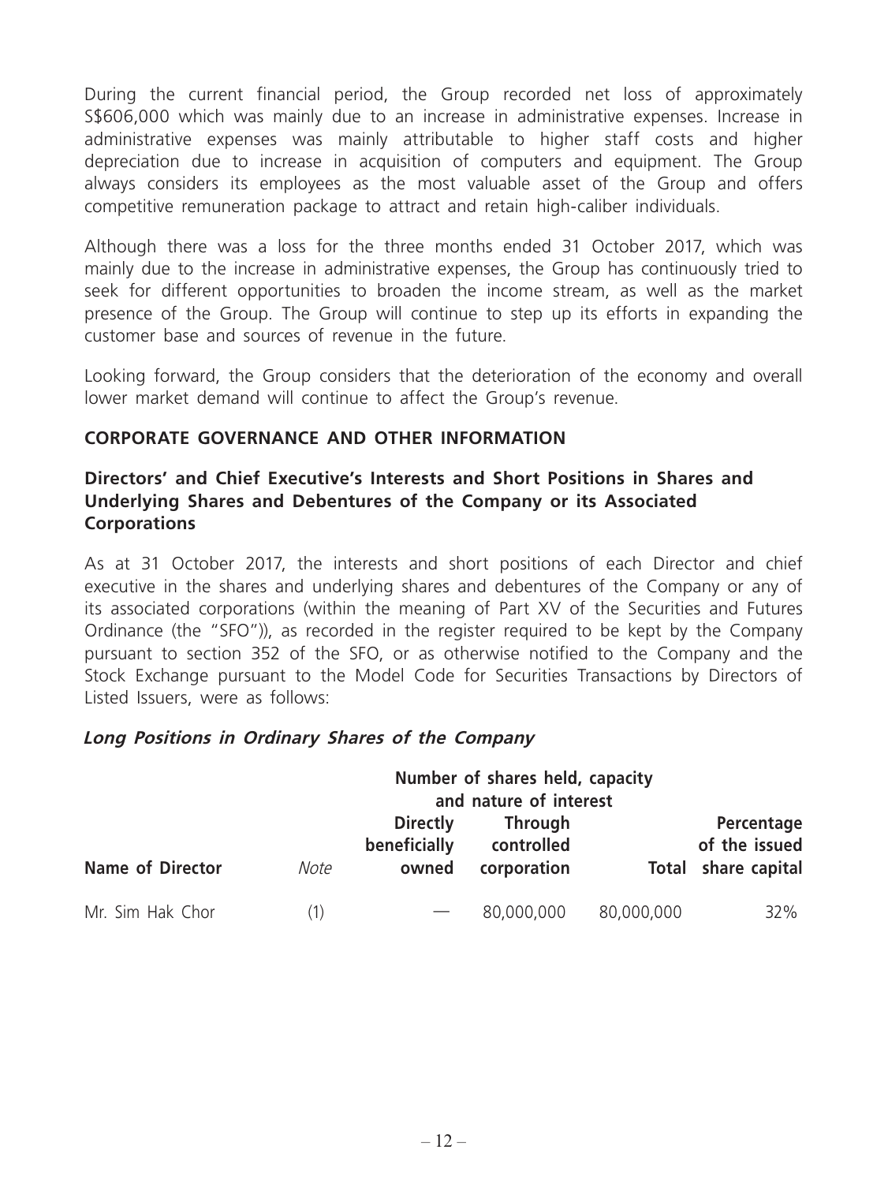During the current financial period, the Group recorded net loss of approximately S$606,000 which was mainly due to an increase in administrative expenses. Increase in administrative expenses was mainly attributable to higher staff costs and higher depreciation due to increase in acquisition of computers and equipment. The Group always considers its employees as the most valuable asset of the Group and offers competitive remuneration package to attract and retain high-caliber individuals.

Although there was a loss for the three months ended 31 October 2017, which was mainly due to the increase in administrative expenses, the Group has continuously tried to seek for different opportunities to broaden the income stream, as well as the market presence of the Group. The Group will continue to step up its efforts in expanding the customer base and sources of revenue in the future.

Looking forward, the Group considers that the deterioration of the economy and overall lower market demand will continue to affect the Group's revenue.

## CORPORATE GOVERNANCE AND OTHER INFORMATION

### Directors' and Chief Executive's Interests and Short Positions in Shares and Underlying Shares and Debentures of the Company or its Associated Corporations

As at 31 October 2017, the interests and short positions of each Director and chief executive in the shares and underlying shares and debentures of the Company or any of its associated corporations (within the meaning of Part XV of the Securities and Futures Ordinance (the "SFO")), as recorded in the register required to be kept by the Company pursuant to section 352 of the SFO, or as otherwise notified to the Company and the Stock Exchange pursuant to the Model Code for Securities Transactions by Directors of Listed Issuers, were as follows:

***Long Positions in Ordinary Shares of the Company***

| | | Number of shares held, capacity and nature of interest | | | |
|---|---|---|---|---|---|
| **Name of Director** | *Note* | **Directly beneficially owned** | **Through controlled corporation** | **Total** | **Percentage of the issued share capital** |
| Mr. Sim Hak Chor | (1) | — | 80,000,000 | 80,000,000 | 32% |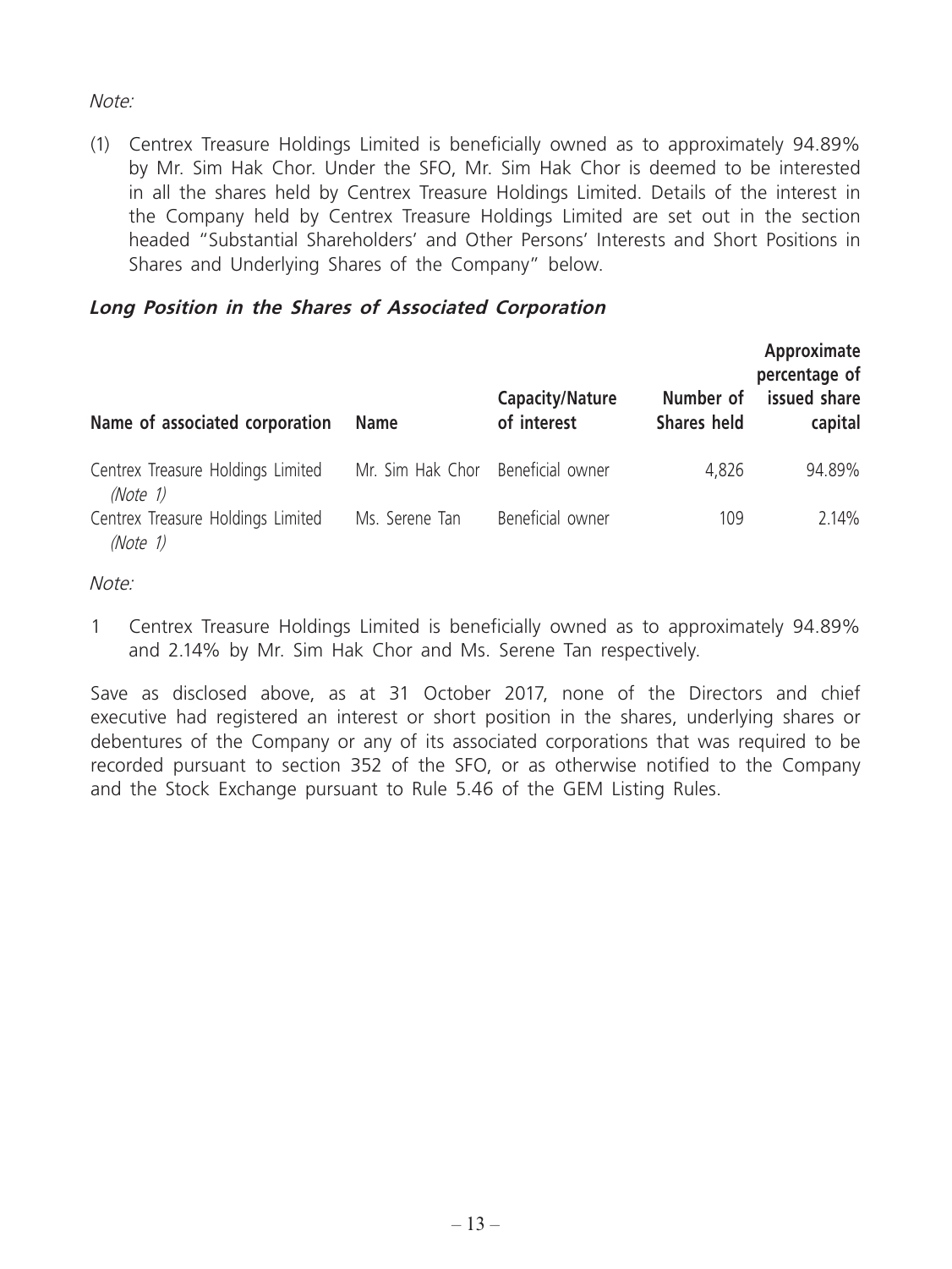*Note:*

(1) Centrex Treasure Holdings Limited is beneficially owned as to approximately 94.89% by Mr. Sim Hak Chor. Under the SFO, Mr. Sim Hak Chor is deemed to be interested in all the shares held by Centrex Treasure Holdings Limited. Details of the interest in the Company held by Centrex Treasure Holdings Limited are set out in the section headed "Substantial Shareholders' and Other Persons' Interests and Short Positions in Shares and Underlying Shares of the Company" below.

### *Long Position in the Shares of Associated Corporation*

| Name of associated corporation | Name | Capacity/Nature of interest | Number of Shares held | Approximate percentage of issued share capital |
|---|---|---|---|---|
| Centrex Treasure Holdings Limited *(Note 1)* | Mr. Sim Hak Chor | Beneficial owner | 4,826 | 94.89% |
| Centrex Treasure Holdings Limited *(Note 1)* | Ms. Serene Tan | Beneficial owner | 109 | 2.14% |

*Note:*

1 Centrex Treasure Holdings Limited is beneficially owned as to approximately 94.89% and 2.14% by Mr. Sim Hak Chor and Ms. Serene Tan respectively.

Save as disclosed above, as at 31 October 2017, none of the Directors and chief executive had registered an interest or short position in the shares, underlying shares or debentures of the Company or any of its associated corporations that was required to be recorded pursuant to section 352 of the SFO, or as otherwise notified to the Company and the Stock Exchange pursuant to Rule 5.46 of the GEM Listing Rules.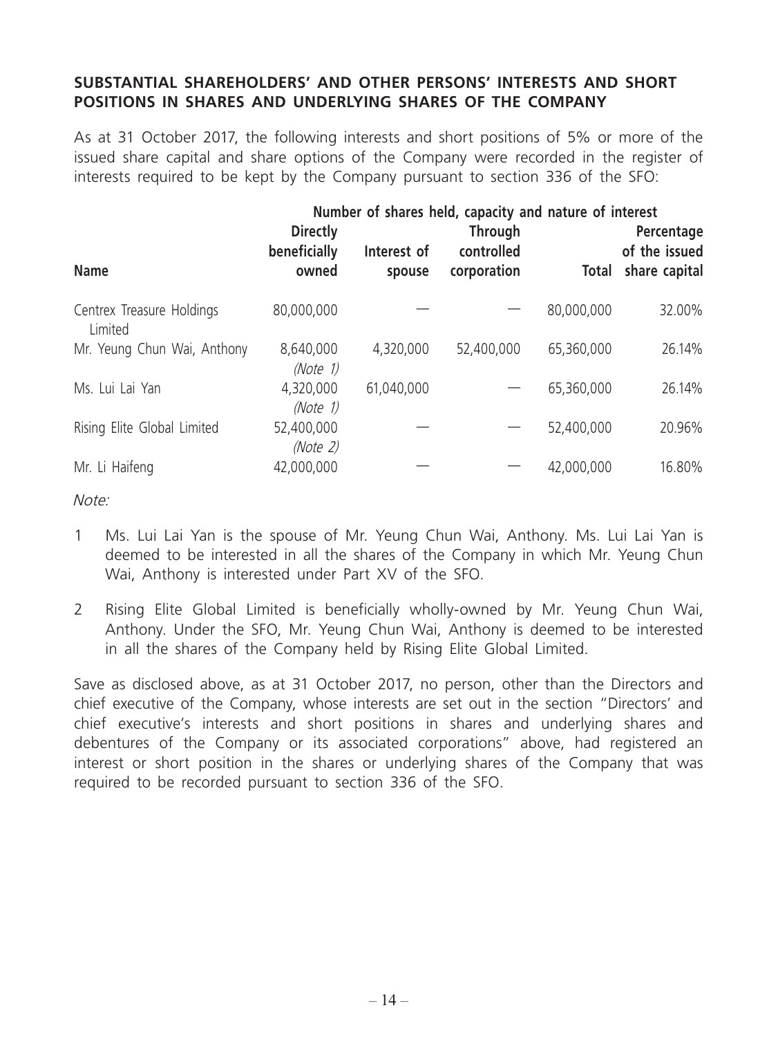## SUBSTANTIAL SHAREHOLDERS' AND OTHER PERSONS' INTERESTS AND SHORT POSITIONS IN SHARES AND UNDERLYING SHARES OF THE COMPANY

As at 31 October 2017, the following interests and short positions of 5% or more of the issued share capital and share options of the Company were recorded in the register of interests required to be kept by the Company pursuant to section 336 of the SFO:

| | Number of shares held, capacity and nature of interest | | | | |
|---|---|---|---|---|---|
| **Name** | **Directly beneficially owned** | **Interest of spouse** | **Through controlled corporation** | **Total** | **Percentage of the issued share capital** |
| Centrex Treasure Holdings Limited | 80,000,000 | — | — | 80,000,000 | 32.00% |
| Mr. Yeung Chun Wai, Anthony | 8,640,000 *(Note 1)* | 4,320,000 | 52,400,000 | 65,360,000 | 26.14% |
| Ms. Lui Lai Yan | 4,320,000 *(Note 1)* | 61,040,000 | — | 65,360,000 | 26.14% |
| Rising Elite Global Limited | 52,400,000 *(Note 2)* | — | — | 52,400,000 | 20.96% |
| Mr. Li Haifeng | 42,000,000 | — | — | 42,000,000 | 16.80% |

*Note:*

1. Ms. Lui Lai Yan is the spouse of Mr. Yeung Chun Wai, Anthony. Ms. Lui Lai Yan is deemed to be interested in all the shares of the Company in which Mr. Yeung Chun Wai, Anthony is interested under Part XV of the SFO.

2. Rising Elite Global Limited is beneficially wholly-owned by Mr. Yeung Chun Wai, Anthony. Under the SFO, Mr. Yeung Chun Wai, Anthony is deemed to be interested in all the shares of the Company held by Rising Elite Global Limited.

Save as disclosed above, as at 31 October 2017, no person, other than the Directors and chief executive of the Company, whose interests are set out in the section "Directors' and chief executive's interests and short positions in shares and underlying shares and debentures of the Company or its associated corporations" above, had registered an interest or short position in the shares or underlying shares of the Company that was required to be recorded pursuant to section 336 of the SFO.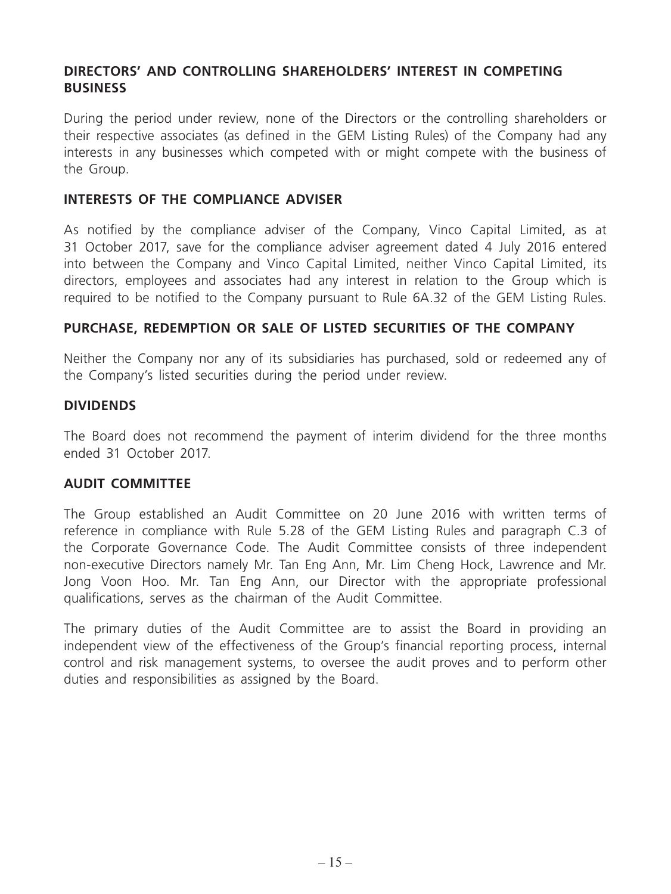## DIRECTORS' AND CONTROLLING SHAREHOLDERS' INTEREST IN COMPETING BUSINESS

During the period under review, none of the Directors or the controlling shareholders or their respective associates (as defined in the GEM Listing Rules) of the Company had any interests in any businesses which competed with or might compete with the business of the Group.

## INTERESTS OF THE COMPLIANCE ADVISER

As notified by the compliance adviser of the Company, Vinco Capital Limited, as at 31 October 2017, save for the compliance adviser agreement dated 4 July 2016 entered into between the Company and Vinco Capital Limited, neither Vinco Capital Limited, its directors, employees and associates had any interest in relation to the Group which is required to be notified to the Company pursuant to Rule 6A.32 of the GEM Listing Rules.

## PURCHASE, REDEMPTION OR SALE OF LISTED SECURITIES OF THE COMPANY

Neither the Company nor any of its subsidiaries has purchased, sold or redeemed any of the Company's listed securities during the period under review.

## DIVIDENDS

The Board does not recommend the payment of interim dividend for the three months ended 31 October 2017.

## AUDIT COMMITTEE

The Group established an Audit Committee on 20 June 2016 with written terms of reference in compliance with Rule 5.28 of the GEM Listing Rules and paragraph C.3 of the Corporate Governance Code. The Audit Committee consists of three independent non-executive Directors namely Mr. Tan Eng Ann, Mr. Lim Cheng Hock, Lawrence and Mr. Jong Voon Hoo. Mr. Tan Eng Ann, our Director with the appropriate professional qualifications, serves as the chairman of the Audit Committee.

The primary duties of the Audit Committee are to assist the Board in providing an independent view of the effectiveness of the Group's financial reporting process, internal control and risk management systems, to oversee the audit proves and to perform other duties and responsibilities as assigned by the Board.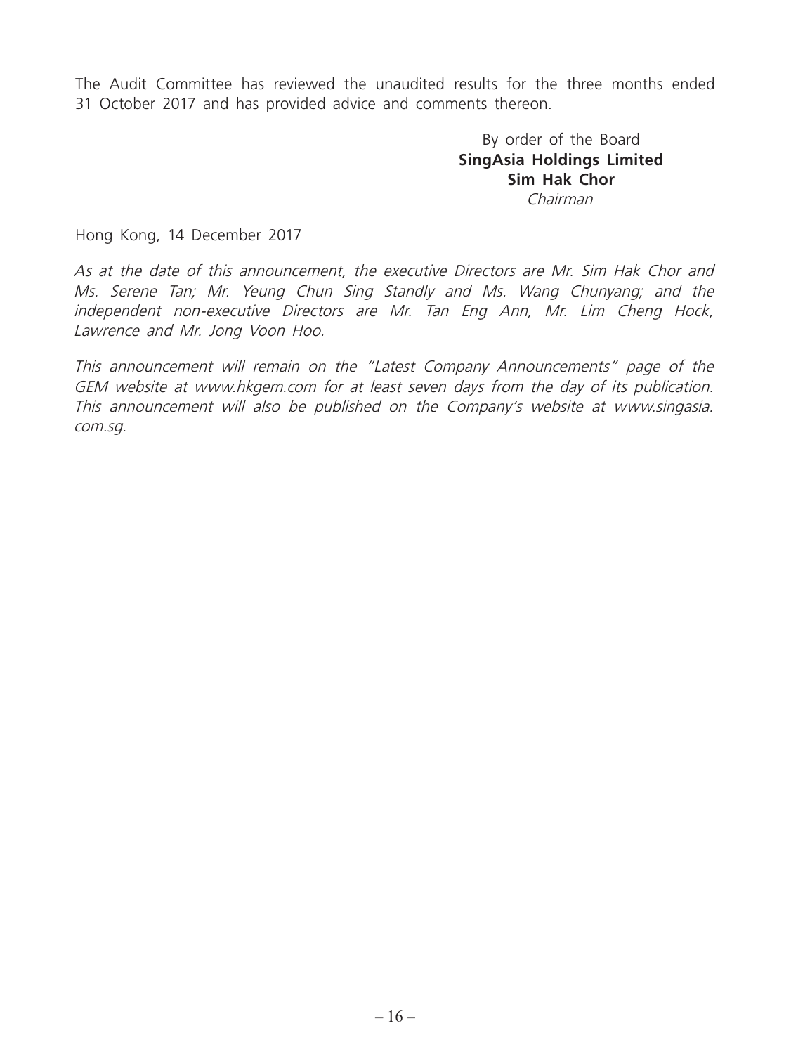The Audit Committee has reviewed the unaudited results for the three months ended 31 October 2017 and has provided advice and comments thereon.

By order of the Board
**SingAsia Holdings Limited**
**Sim Hak Chor**
*Chairman*

Hong Kong, 14 December 2017

*As at the date of this announcement, the executive Directors are Mr. Sim Hak Chor and Ms. Serene Tan; Mr. Yeung Chun Sing Standly and Ms. Wang Chunyang; and the independent non-executive Directors are Mr. Tan Eng Ann, Mr. Lim Cheng Hock, Lawrence and Mr. Jong Voon Hoo.*

*This announcement will remain on the "Latest Company Announcements" page of the GEM website at www.hkgem.com for at least seven days from the day of its publication. This announcement will also be published on the Company's website at www.singasia.com.sg.*